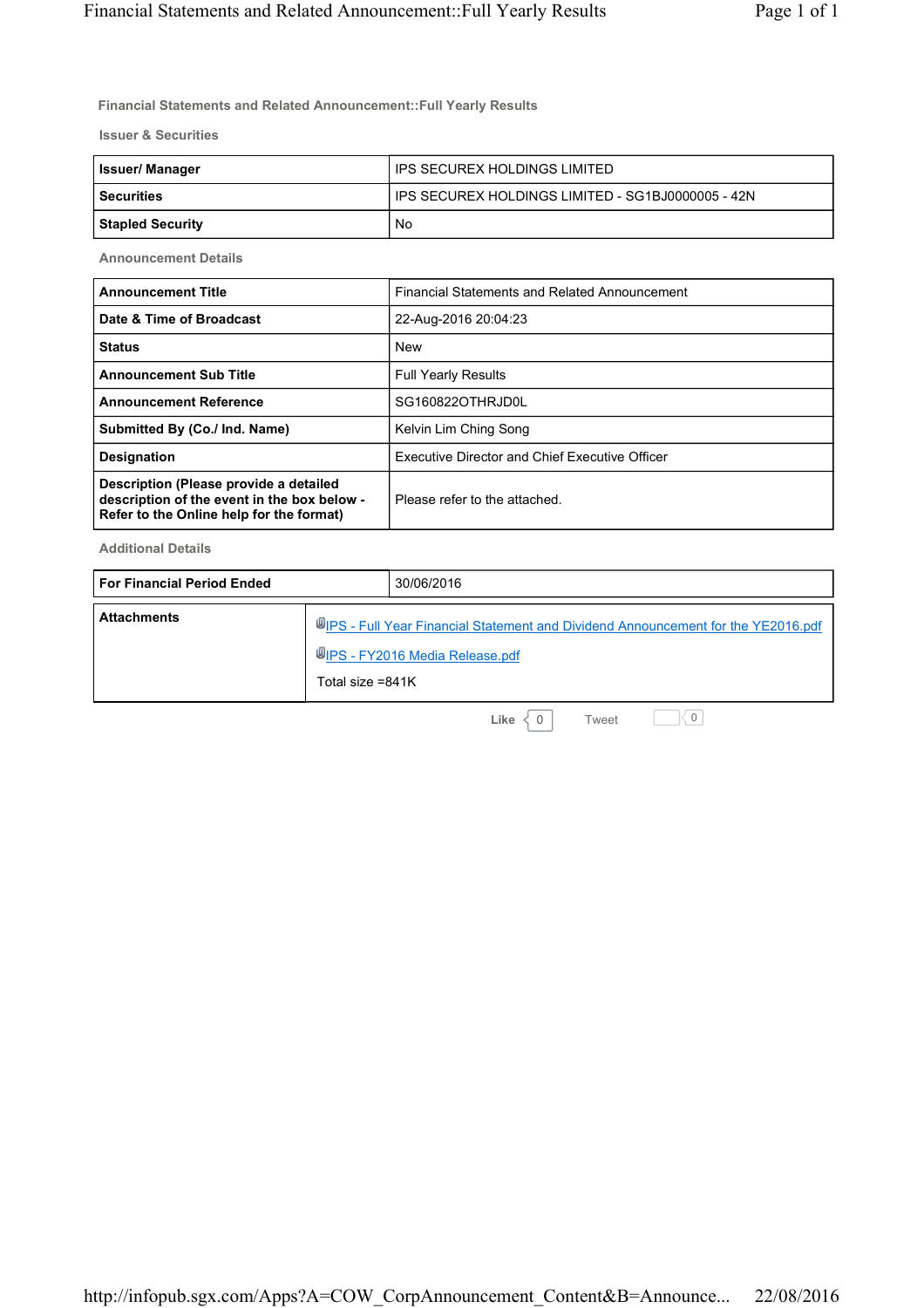## Financial Statements and Related Announcement::Full Yearly Results

### Issuer & Securities

| | |
|---|---|
| **Issuer/ Manager** | IPS SECUREX HOLDINGS LIMITED |
| **Securities** | IPS SECUREX HOLDINGS LIMITED - SG1BJ0000005 - 42N |
| **Stapled Security** | No |

### Announcement Details

| | |
|---|---|
| **Announcement Title** | Financial Statements and Related Announcement |
| **Date & Time of Broadcast** | 22-Aug-2016 20:04:23 |
| **Status** | New |
| **Announcement Sub Title** | Full Yearly Results |
| **Announcement Reference** | SG160822OTHRJD0L |
| **Submitted By (Co./ Ind. Name)** | Kelvin Lim Ching Song |
| **Designation** | Executive Director and Chief Executive Officer |
| **Description (Please provide a detailed description of the event in the box below - Refer to the Online help for the format)** | Please refer to the attached. |

### Additional Details

| | |
|---|---|
| **For Financial Period Ended** | 30/06/2016 |

| | |
|---|---|
| **Attachments** | IPS - Full Year Financial Statement and Dividend Announcement for the YE2016.pdf<br>IPS - FY2016 Media Release.pdf<br>Total size =841K |

Like 0 Tweet 0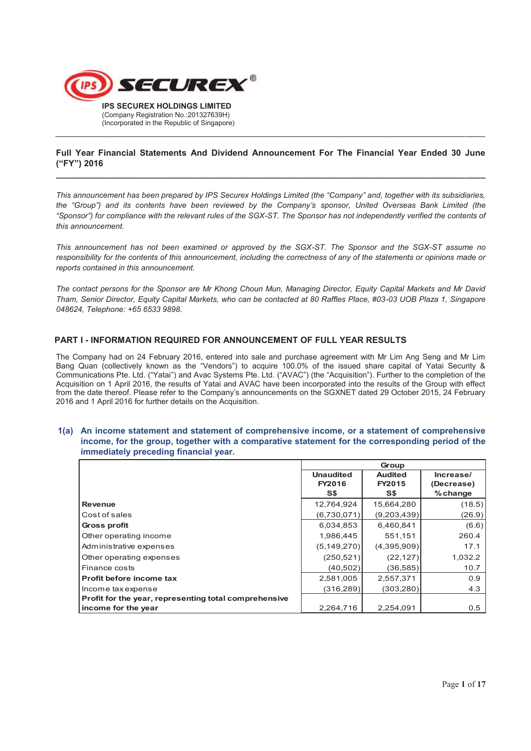**IPS SECUREX HOLDINGS LIMITED**
(Company Registration No.:201327639H)
(Incorporated in the Republic of Singapore)

---

## Full Year Financial Statements And Dividend Announcement For The Financial Year Ended 30 June ("FY") 2016

---

*This announcement has been prepared by IPS Securex Holdings Limited (the "Company" and, together with its subsidiaries, the "Group") and its contents have been reviewed by the Company's sponsor, United Overseas Bank Limited (the "Sponsor") for compliance with the relevant rules of the SGX-ST. The Sponsor has not independently verified the contents of this announcement.*

*This announcement has not been examined or approved by the SGX-ST. The Sponsor and the SGX-ST assume no responsibility for the contents of this announcement, including the correctness of any of the statements or opinions made or reports contained in this announcement.*

*The contact persons for the Sponsor are Mr Khong Choun Mun, Managing Director, Equity Capital Markets and Mr David Tham, Senior Director, Equity Capital Markets, who can be contacted at 80 Raffles Place, #03-03 UOB Plaza 1, Singapore 048624, Telephone: +65 6533 9898.*

### PART I - INFORMATION REQUIRED FOR ANNOUNCEMENT OF FULL YEAR RESULTS

The Company had on 24 February 2016, entered into sale and purchase agreement with Mr Lim Ang Seng and Mr Lim Bang Quan (collectively known as the "Vendors") to acquire 100.0% of the issued share capital of Yatai Security & Communications Pte. Ltd. ("Yatai") and Avac Systems Pte. Ltd. ("AVAC") (the "Acquisition"). Further to the completion of the Acquisition on 1 April 2016, the results of Yatai and AVAC have been incorporated into the results of the Group with effect from the date thereof. Please refer to the Company's announcements on the SGXNET dated 29 October 2015, 24 February 2016 and 1 April 2016 for further details on the Acquisition.

**1(a) An income statement and statement of comprehensive income, or a statement of comprehensive income, for the group, together with a comparative statement for the corresponding period of the immediately preceding financial year.**

| | Group | | |
|---|---|---|---|
| | Unaudited FY2016 S$ | Audited FY2015 S$ | Increase/ (Decrease) %change |
| **Revenue** | 12,764,924 | 15,664,280 | (18.5) |
| Cost of sales | (6,730,071) | (9,203,439) | (26.9) |
| **Gross profit** | 6,034,853 | 6,460,841 | (6.6) |
| Other operating income | 1,986,445 | 551,151 | 260.4 |
| Administrative expenses | (5,149,270) | (4,395,909) | 17.1 |
| Other operating expenses | (250,521) | (22,127) | 1,032.2 |
| Finance costs | (40,502) | (36,585) | 10.7 |
| **Profit before income tax** | 2,581,005 | 2,557,371 | 0.9 |
| Income tax expense | (316,289) | (303,280) | 4.3 |
| **Profit for the year, representing total comprehensive income for the year** | 2,264,716 | 2,254,091 | 0.5 |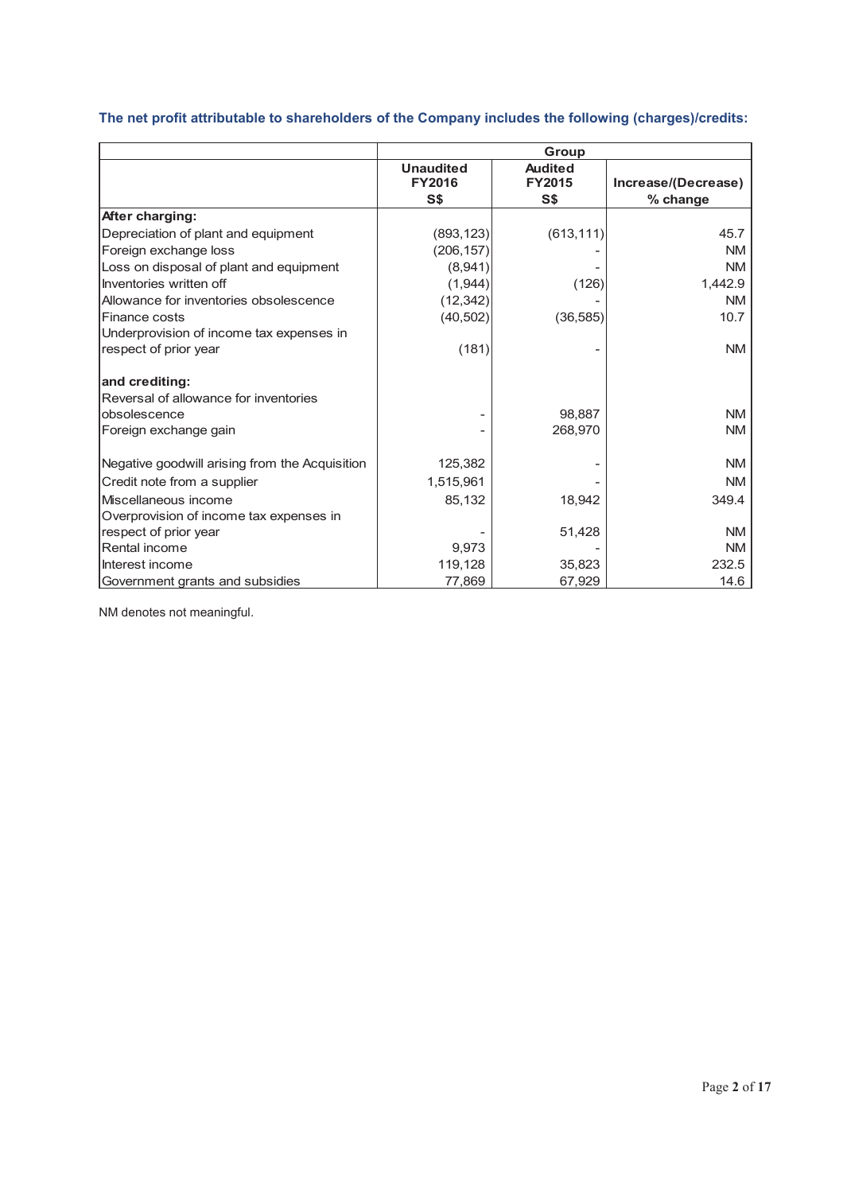### The net profit attributable to shareholders of the Company includes the following (charges)/credits:

| | Group | | |
|---|---|---|---|
| | Unaudited FY2016 S$ | Audited FY2015 S$ | Increase/(Decrease) % change |
| **After charging:** | | | |
| Depreciation of plant and equipment | (893,123) | (613,111) | 45.7 |
| Foreign exchange loss | (206,157) | - | NM |
| Loss on disposal of plant and equipment | (8,941) | - | NM |
| Inventories written off | (1,944) | (126) | 1,442.9 |
| Allowance for inventories obsolescence | (12,342) | - | NM |
| Finance costs | (40,502) | (36,585) | 10.7 |
| Underprovision of income tax expenses in respect of prior year | (181) | - | NM |
| **and crediting:** | | | |
| Reversal of allowance for inventories obsolescence | - | 98,887 | NM |
| Foreign exchange gain | - | 268,970 | NM |
| Negative goodwill arising from the Acquisition | 125,382 | - | NM |
| Credit note from a supplier | 1,515,961 | - | NM |
| Miscellaneous income | 85,132 | 18,942 | 349.4 |
| Overprovision of income tax expenses in respect of prior year | - | 51,428 | NM |
| Rental income | 9,973 | - | NM |
| Interest income | 119,128 | 35,823 | 232.5 |
| Government grants and subsidies | 77,869 | 67,929 | 14.6 |

NM denotes not meaningful.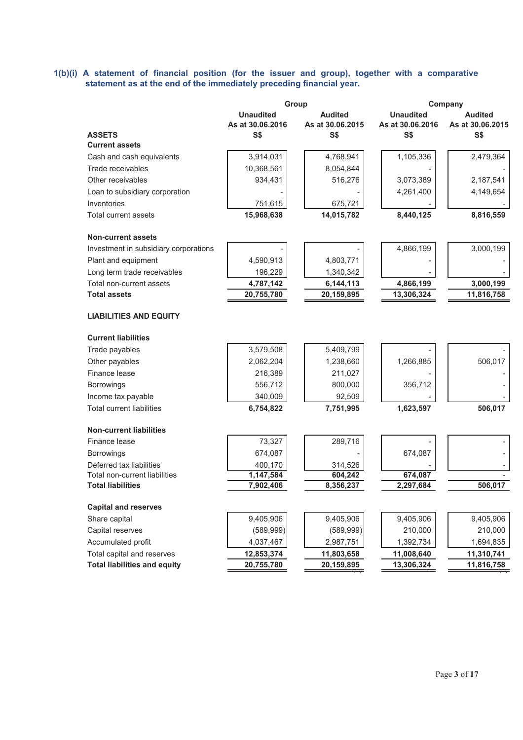### 1(b)(i) A statement of financial position (for the issuer and group), together with a comparative statement as at the end of the immediately preceding financial year.

| | Group | | Company | |
|---|---|---|---|---|
| | Unaudited As at 30.06.2016 | Audited As at 30.06.2015 | Unaudited As at 30.06.2016 | Audited As at 30.06.2015 |
| **ASSETS** | S$ | S$ | S$ | S$ |
| **Current assets** | | | | |
| Cash and cash equivalents | 3,914,031 | 4,768,941 | 1,105,336 | 2,479,364 |
| Trade receivables | 10,368,561 | 8,054,844 | - | - |
| Other receivables | 934,431 | 516,276 | 3,073,389 | 2,187,541 |
| Loan to subsidiary corporation | - | - | 4,261,400 | 4,149,654 |
| Inventories | 751,615 | 675,721 | - | - |
| Total current assets | **15,968,638** | **14,015,782** | **8,440,125** | **8,816,559** |
| | | | | |
| **Non-current assets** | | | | |
| Investment in subsidiary corporations | - | - | 4,866,199 | 3,000,199 |
| Plant and equipment | 4,590,913 | 4,803,771 | - | - |
| Long term trade receivables | 196,229 | 1,340,342 | - | - |
| Total non-current assets | **4,787,142** | **6,144,113** | **4,866,199** | **3,000,199** |
| **Total assets** | **20,755,780** | **20,159,895** | **13,306,324** | **11,816,758** |
| | | | | |
| **LIABILITIES AND EQUITY** | | | | |
| | | | | |
| **Current liabilities** | | | | |
| Trade payables | 3,579,508 | 5,409,799 | - | - |
| Other payables | 2,062,204 | 1,238,660 | 1,266,885 | 506,017 |
| Finance lease | 216,389 | 211,027 | - | - |
| Borrowings | 556,712 | 800,000 | 356,712 | - |
| Income tax payable | 340,009 | 92,509 | - | - |
| Total current liabilities | **6,754,822** | **7,751,995** | **1,623,597** | **506,017** |
| | | | | |
| **Non-current liabilities** | | | | |
| Finance lease | 73,327 | 289,716 | - | - |
| Borrowings | 674,087 | - | 674,087 | - |
| Deferred tax liabilities | 400,170 | 314,526 | - | - |
| Total non-current liabilities | **1,147,584** | **604,242** | **674,087** | - |
| **Total liabilities** | **7,902,406** | **8,356,237** | **2,297,684** | **506,017** |
| | | | | |
| **Capital and reserves** | | | | |
| Share capital | 9,405,906 | 9,405,906 | 9,405,906 | 9,405,906 |
| Capital reserves | (589,999) | (589,999) | 210,000 | 210,000 |
| Accumulated profit | 4,037,467 | 2,987,751 | 1,392,734 | 1,694,835 |
| Total capital and reserves | **12,853,374** | **11,803,658** | **11,008,640** | **11,310,741** |
| **Total liabilities and equity** | **20,755,780** | **20,159,895** | **13,306,324** | **11,816,758** |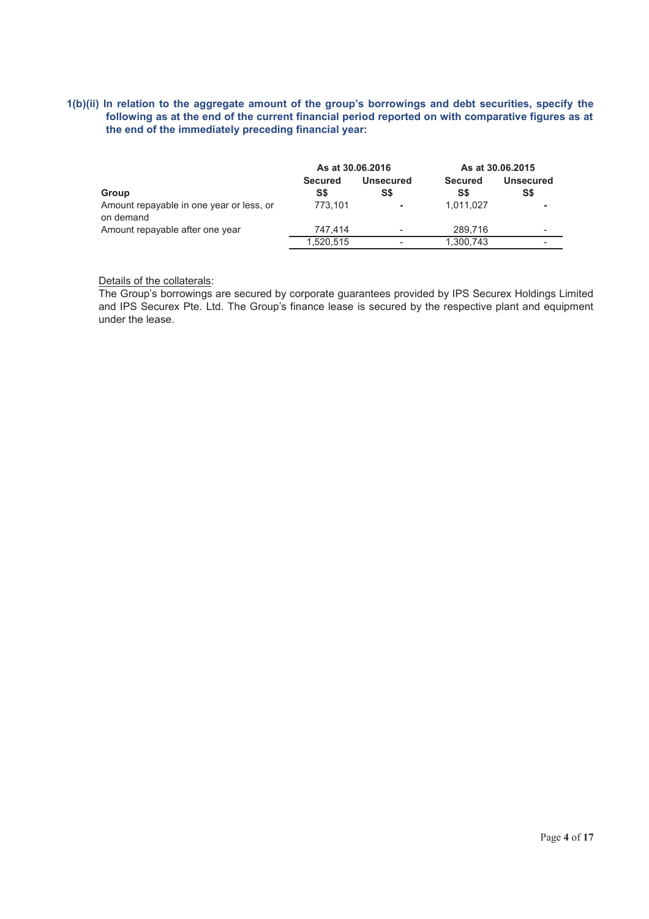**1(b)(ii) In relation to the aggregate amount of the group's borrowings and debt securities, specify the following as at the end of the current financial period reported on with comparative figures as at the end of the immediately preceding financial year:**

| | As at 30.06.2016 | | As at 30.06.2015 | |
|---|---|---|---|---|
| | **Secured** | **Unsecured** | **Secured** | **Unsecured** |
| **Group** | **S$** | **S$** | **S$** | **S$** |
| Amount repayable in one year or less, or on demand | 773,101 | - | 1,011,027 | - |
| Amount repayable after one year | 747,414 | - | 289,716 | - |
| | 1,520,515 | - | 1,300,743 | - |

Details of the collaterals:

The Group's borrowings are secured by corporate guarantees provided by IPS Securex Holdings Limited and IPS Securex Pte. Ltd. The Group's finance lease is secured by the respective plant and equipment under the lease.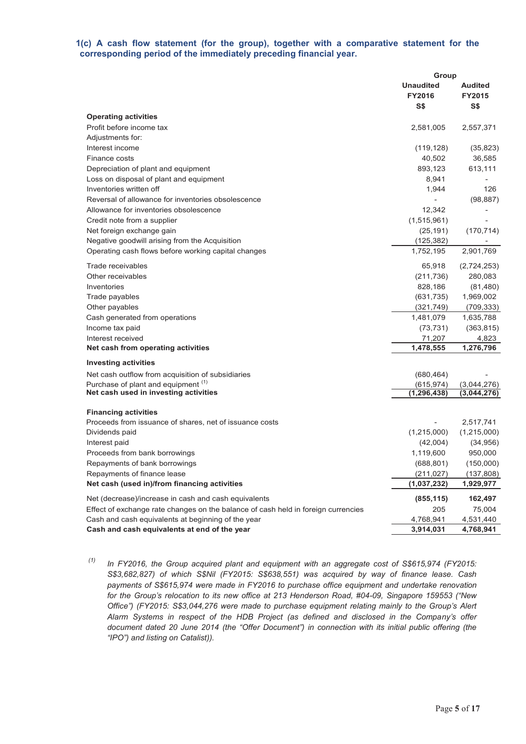**1(c) A cash flow statement (for the group), together with a comparative statement for the corresponding period of the immediately preceding financial year.**

| | Group | |
|---|---|---|
| | **Unaudited FY2016 S$** | **Audited FY2015 S$** |
| **Operating activities** | | |
| Profit before income tax | 2,581,005 | 2,557,371 |
| Adjustments for: | | |
| Interest income | (119,128) | (35,823) |
| Finance costs | 40,502 | 36,585 |
| Depreciation of plant and equipment | 893,123 | 613,111 |
| Loss on disposal of plant and equipment | 8,941 | - |
| Inventories written off | 1,944 | 126 |
| Reversal of allowance for inventories obsolescence | - | (98,887) |
| Allowance for inventories obsolescence | 12,342 | - |
| Credit note from a supplier | (1,515,961) | - |
| Net foreign exchange gain | (25,191) | (170,714) |
| Negative goodwill arising from the Acquisition | (125,382) | - |
| Operating cash flows before working capital changes | 1,752,195 | 2,901,769 |
| Trade receivables | 65,918 | (2,724,253) |
| Other receivables | (211,736) | 280,083 |
| Inventories | 828,186 | (81,480) |
| Trade payables | (631,735) | 1,969,002 |
| Other payables | (321,749) | (709,333) |
| Cash generated from operations | 1,481,079 | 1,635,788 |
| Income tax paid | (73,731) | (363,815) |
| Interest received | 71,207 | 4,823 |
| **Net cash from operating activities** | **1,478,555** | **1,276,796** |
| **Investing activities** | | |
| Net cash outflow from acquisition of subsidiaries | (680,464) | - |
| Purchase of plant and equipment [(1)] | (615,974) | (3,044,276) |
| **Net cash used in investing activities** | **(1,296,438)** | **(3,044,276)** |
| **Financing activities** | | |
| Proceeds from issuance of shares, net of issuance costs | - | 2,517,741 |
| Dividends paid | (1,215,000) | (1,215,000) |
| Interest paid | (42,004) | (34,956) |
| Proceeds from bank borrowings | 1,119,600 | 950,000 |
| Repayments of bank borrowings | (688,801) | (150,000) |
| Repayments of finance lease | (211,027) | (137,808) |
| **Net cash (used in)/from financing activities** | **(1,037,232)** | **1,929,977** |
| Net (decrease)/increase in cash and cash equivalents | **(855,115)** | **162,497** |
| Effect of exchange rate changes on the balance of cash held in foreign currencies | 205 | 75,004 |
| Cash and cash equivalents at beginning of the year | 4,768,941 | 4,531,440 |
| **Cash and cash equivalents at end of the year** | **3,914,031** | **4,768,941** |

[(1)] *In FY2016, the Group acquired plant and equipment with an aggregate cost of S$615,974 (FY2015: S$3,682,827) of which S$Nil (FY2015: S$638,551) was acquired by way of finance lease. Cash payments of S$615,974 were made in FY2016 to purchase office equipment and undertake renovation for the Group's relocation to its new office at 213 Henderson Road, #04-09, Singapore 159553 ("New Office") (FY2015: S$3,044,276 were made to purchase equipment relating mainly to the Group's Alert Alarm Systems in respect of the HDB Project (as defined and disclosed in the Company's offer document dated 20 June 2014 (the "Offer Document") in connection with its initial public offering (the "IPO") and listing on Catalist)).*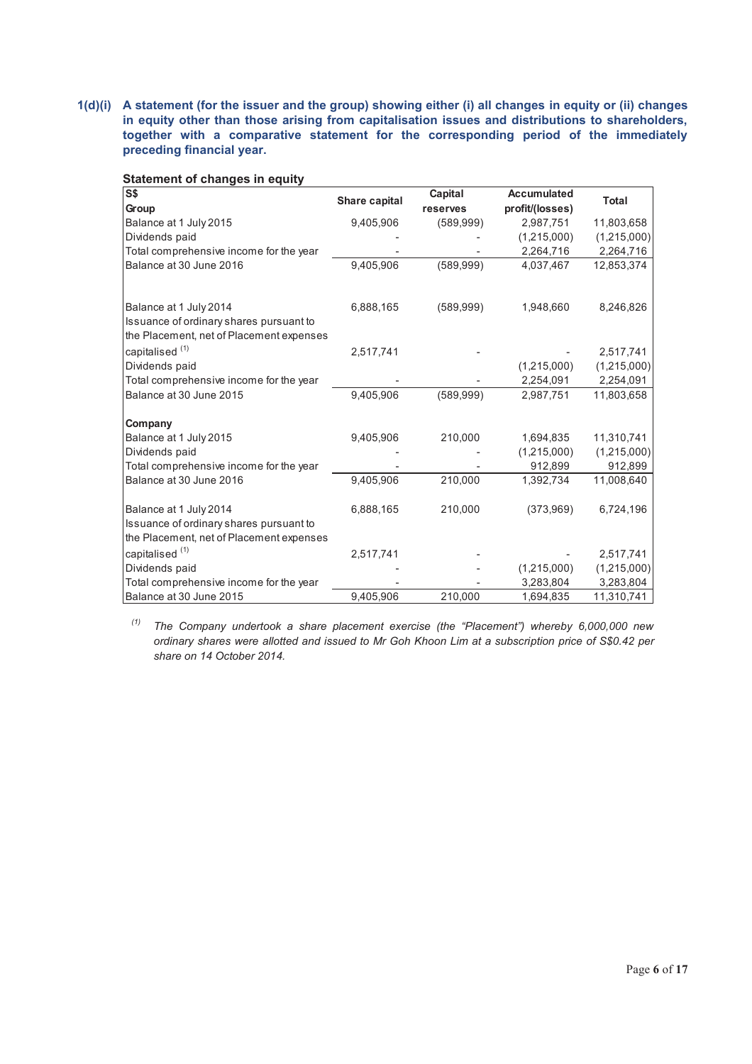**1(d)(i) A statement (for the issuer and the group) showing either (i) all changes in equity or (ii) changes in equity other than those arising from capitalisation issues and distributions to shareholders, together with a comparative statement for the corresponding period of the immediately preceding financial year.**

**Statement of changes in equity**

| S$ | Share capital | Capital reserves | Accumulated profit/(losses) | Total |
|---|---|---|---|---|
| **Group** | | | | |
| Balance at 1 July 2015 | 9,405,906 | (589,999) | 2,987,751 | 11,803,658 |
| Dividends paid | - | - | (1,215,000) | (1,215,000) |
| Total comprehensive income for the year | - | - | 2,264,716 | 2,264,716 |
| Balance at 30 June 2016 | 9,405,906 | (589,999) | 4,037,467 | 12,853,374 |
| | | | | |
| Balance at 1 July 2014 | 6,888,165 | (589,999) | 1,948,660 | 8,246,826 |
| Issuance of ordinary shares pursuant to the Placement, net of Placement expenses capitalised [1] | 2,517,741 | - | - | 2,517,741 |
| Dividends paid | | | (1,215,000) | (1,215,000) |
| Total comprehensive income for the year | - | - | 2,254,091 | 2,254,091 |
| Balance at 30 June 2015 | 9,405,906 | (589,999) | 2,987,751 | 11,803,658 |
| | | | | |
| **Company** | | | | |
| Balance at 1 July 2015 | 9,405,906 | 210,000 | 1,694,835 | 11,310,741 |
| Dividends paid | - | - | (1,215,000) | (1,215,000) |
| Total comprehensive income for the year | - | - | 912,899 | 912,899 |
| Balance at 30 June 2016 | 9,405,906 | 210,000 | 1,392,734 | 11,008,640 |
| | | | | |
| Balance at 1 July 2014 | 6,888,165 | 210,000 | (373,969) | 6,724,196 |
| Issuance of ordinary shares pursuant to the Placement, net of Placement expenses capitalised [1] | 2,517,741 | - | - | 2,517,741 |
| Dividends paid | - | - | (1,215,000) | (1,215,000) |
| Total comprehensive income for the year | - | - | 3,283,804 | 3,283,804 |
| Balance at 30 June 2015 | 9,405,906 | 210,000 | 1,694,835 | 11,310,741 |

[1] *The Company undertook a share placement exercise (the "Placement") whereby 6,000,000 new ordinary shares were allotted and issued to Mr Goh Khoon Lim at a subscription price of S$0.42 per share on 14 October 2014.*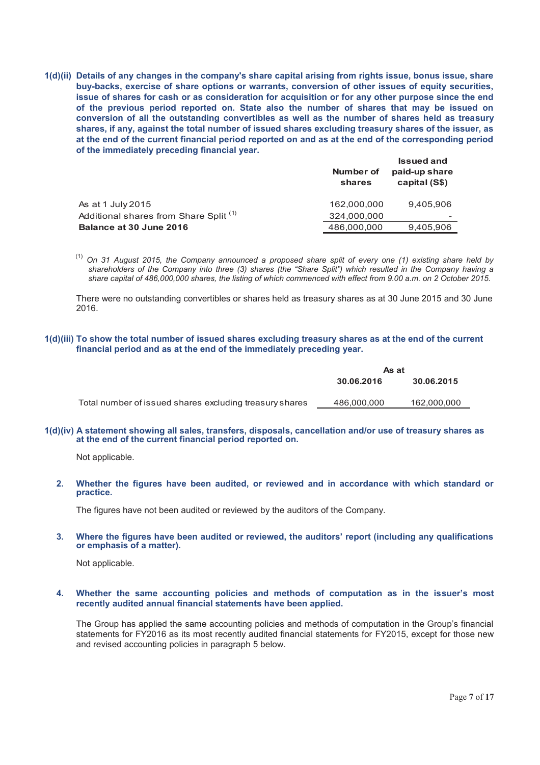**1(d)(ii) Details of any changes in the company's share capital arising from rights issue, bonus issue, share buy-backs, exercise of share options or warrants, conversion of other issues of equity securities, issue of shares for cash or as consideration for acquisition or for any other purpose since the end of the previous period reported on. State also the number of shares that may be issued on conversion of all the outstanding convertibles as well as the number of shares held as treasury shares, if any, against the total number of issued shares excluding treasury shares of the issuer, as at the end of the current financial period reported on and as at the end of the corresponding period of the immediately preceding financial year.**

| | Number of shares | Issued and paid-up share capital (S$) |
|---|---|---|
| As at 1 July 2015 | 162,000,000 | 9,405,906 |
| Additional shares from Share Split [(1)] | 324,000,000 | - |
| **Balance at 30 June 2016** | 486,000,000 | 9,405,906 |

[(1)] *On 31 August 2015, the Company announced a proposed share split of every one (1) existing share held by shareholders of the Company into three (3) shares (the "Share Split") which resulted in the Company having a share capital of 486,000,000 shares, the listing of which commenced with effect from 9.00 a.m. on 2 October 2015.*

There were no outstanding convertibles or shares held as treasury shares as at 30 June 2015 and 30 June 2016.

**1(d)(iii) To show the total number of issued shares excluding treasury shares as at the end of the current financial period and as at the end of the immediately preceding year.**

| | As at | |
|---|---|---|
| | **30.06.2016** | **30.06.2015** |
| Total number of issued shares excluding treasury shares | 486,000,000 | 162,000,000 |

**1(d)(iv) A statement showing all sales, transfers, disposals, cancellation and/or use of treasury shares as at the end of the current financial period reported on.**

Not applicable.

**2. Whether the figures have been audited, or reviewed and in accordance with which standard or practice.**

The figures have not been audited or reviewed by the auditors of the Company.

**3. Where the figures have been audited or reviewed, the auditors' report (including any qualifications or emphasis of a matter).**

Not applicable.

**4. Whether the same accounting policies and methods of computation as in the issuer's most recently audited annual financial statements have been applied.**

The Group has applied the same accounting policies and methods of computation in the Group's financial statements for FY2016 as its most recently audited financial statements for FY2015, except for those new and revised accounting policies in paragraph 5 below.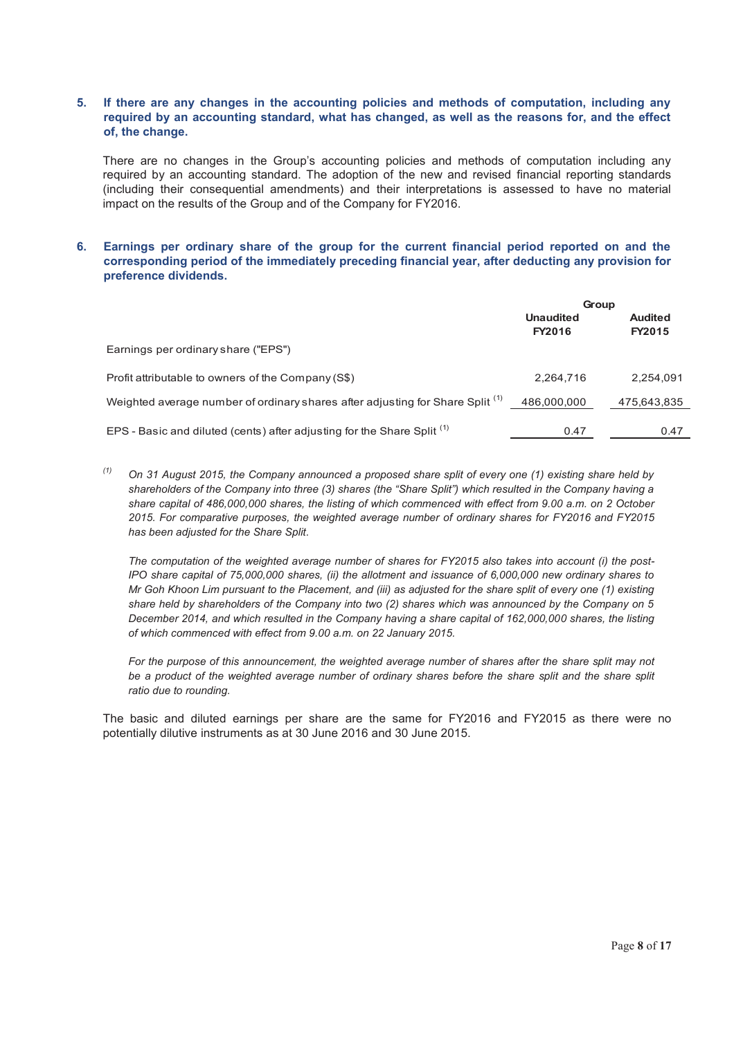**5. If there are any changes in the accounting policies and methods of computation, including any required by an accounting standard, what has changed, as well as the reasons for, and the effect of, the change.**

There are no changes in the Group's accounting policies and methods of computation including any required by an accounting standard. The adoption of the new and revised financial reporting standards (including their consequential amendments) and their interpretations is assessed to have no material impact on the results of the Group and of the Company for FY2016.

**6. Earnings per ordinary share of the group for the current financial period reported on and the corresponding period of the immediately preceding financial year, after deducting any provision for preference dividends.**

| | Group | |
|---|---|---|
| | **Unaudited FY2016** | **Audited FY2015** |
| Earnings per ordinary share ("EPS") | | |
| Profit attributable to owners of the Company (S$) | 2,264,716 | 2,254,091 |
| Weighted average number of ordinary shares after adjusting for Share Split [(1)] | 486,000,000 | 475,643,835 |
| EPS - Basic and diluted (cents) after adjusting for the Share Split [(1)] | 0.47 | 0.47 |

[(1)] *On 31 August 2015, the Company announced a proposed share split of every one (1) existing share held by shareholders of the Company into three (3) shares (the "Share Split") which resulted in the Company having a share capital of 486,000,000 shares, the listing of which commenced with effect from 9.00 a.m. on 2 October 2015. For comparative purposes, the weighted average number of ordinary shares for FY2016 and FY2015 has been adjusted for the Share Split.*

*The computation of the weighted average number of shares for FY2015 also takes into account (i) the post-IPO share capital of 75,000,000 shares, (ii) the allotment and issuance of 6,000,000 new ordinary shares to Mr Goh Khoon Lim pursuant to the Placement, and (iii) as adjusted for the share split of every one (1) existing share held by shareholders of the Company into two (2) shares which was announced by the Company on 5 December 2014, and which resulted in the Company having a share capital of 162,000,000 shares, the listing of which commenced with effect from 9.00 a.m. on 22 January 2015.*

*For the purpose of this announcement, the weighted average number of shares after the share split may not be a product of the weighted average number of ordinary shares before the share split and the share split ratio due to rounding.*

The basic and diluted earnings per share are the same for FY2016 and FY2015 as there were no potentially dilutive instruments as at 30 June 2016 and 30 June 2015.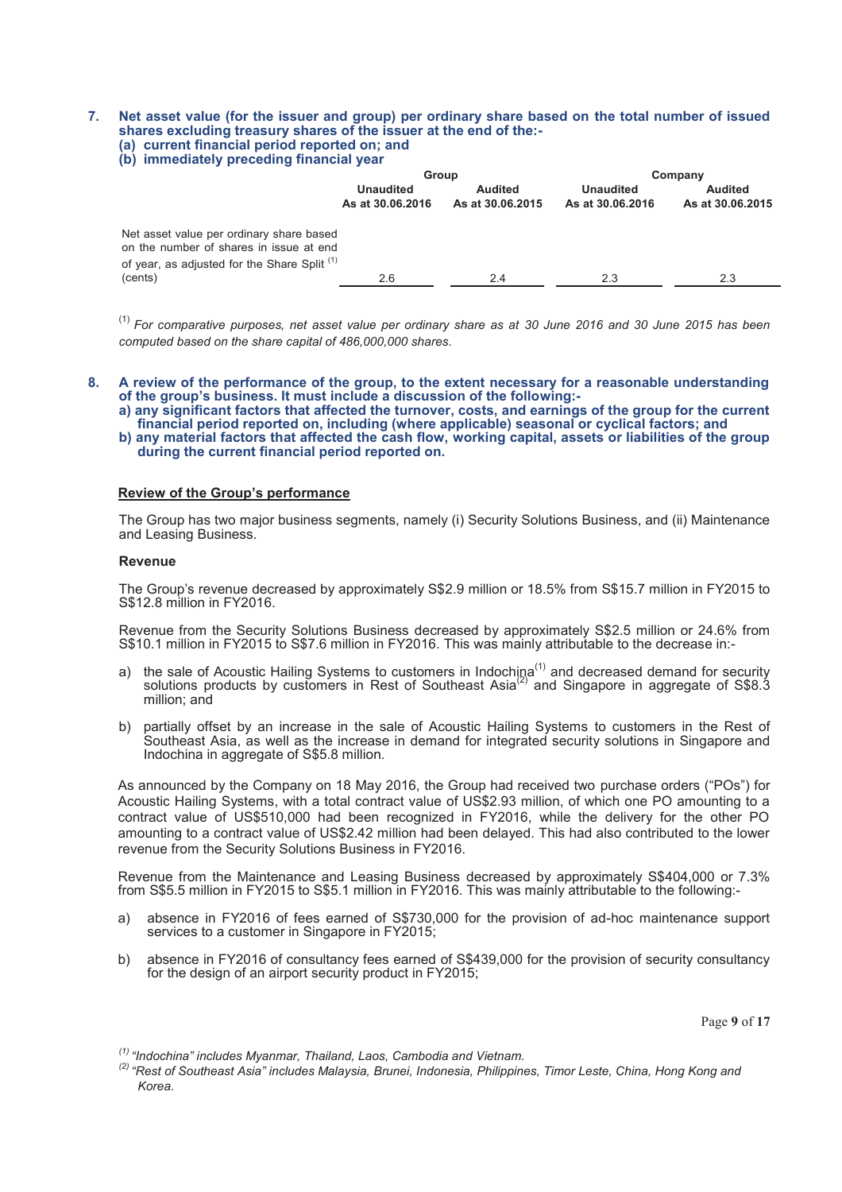7. **Net asset value (for the issuer and group) per ordinary share based on the total number of issued shares excluding treasury shares of the issuer at the end of the:-**
   **(a) current financial period reported on; and**
   **(b) immediately preceding financial year**

| | Group | | Company | |
|---|---|---|---|---|
| | **Unaudited As at 30.06.2016** | **Audited As at 30.06.2015** | **Unaudited As at 30.06.2016** | **Audited As at 30.06.2015** |
| Net asset value per ordinary share based on the number of shares in issue at end of year, as adjusted for the Share Split [(1)] (cents) | 2.6 | 2.4 | 2.3 | 2.3 |

[(1)] *For comparative purposes, net asset value per ordinary share as at 30 June 2016 and 30 June 2015 has been computed based on the share capital of 486,000,000 shares.*

8. **A review of the performance of the group, to the extent necessary for a reasonable understanding of the group's business. It must include a discussion of the following:-**
   **a) any significant factors that affected the turnover, costs, and earnings of the group for the current financial period reported on, including (where applicable) seasonal or cyclical factors; and**
   **b) any material factors that affected the cash flow, working capital, assets or liabilities of the group during the current financial period reported on.**

**Review of the Group's performance**

The Group has two major business segments, namely (i) Security Solutions Business, and (ii) Maintenance and Leasing Business.

**Revenue**

The Group's revenue decreased by approximately S$2.9 million or 18.5% from S$15.7 million in FY2015 to S$12.8 million in FY2016.

Revenue from the Security Solutions Business decreased by approximately S$2.5 million or 24.6% from S$10.1 million in FY2015 to S$7.6 million in FY2016. This was mainly attributable to the decrease in:-

a) the sale of Acoustic Hailing Systems to customers in Indochina[(1)] and decreased demand for security solutions products by customers in Rest of Southeast Asia[(2)] and Singapore in aggregate of S$8.3 million; and

b) partially offset by an increase in the sale of Acoustic Hailing Systems to customers in the Rest of Southeast Asia, as well as the increase in demand for integrated security solutions in Singapore and Indochina in aggregate of S$5.8 million.

As announced by the Company on 18 May 2016, the Group had received two purchase orders ("POs") for Acoustic Hailing Systems, with a total contract value of US$2.93 million, of which one PO amounting to a contract value of US$510,000 had been recognized in FY2016, while the delivery for the other PO amounting to a contract value of US$2.42 million had been delayed. This had also contributed to the lower revenue from the Security Solutions Business in FY2016.

Revenue from the Maintenance and Leasing Business decreased by approximately S$404,000 or 7.3% from S$5.5 million in FY2015 to S$5.1 million in FY2016. This was mainly attributable to the following:-

a) absence in FY2016 of fees earned of S$730,000 for the provision of ad-hoc maintenance support services to a customer in Singapore in FY2015;

b) absence in FY2016 of consultancy fees earned of S$439,000 for the provision of security consultancy for the design of an airport security product in FY2015;

[(1)] *"Indochina" includes Myanmar, Thailand, Laos, Cambodia and Vietnam.*
[(2)] *"Rest of Southeast Asia" includes Malaysia, Brunei, Indonesia, Philippines, Timor Leste, China, Hong Kong and Korea.*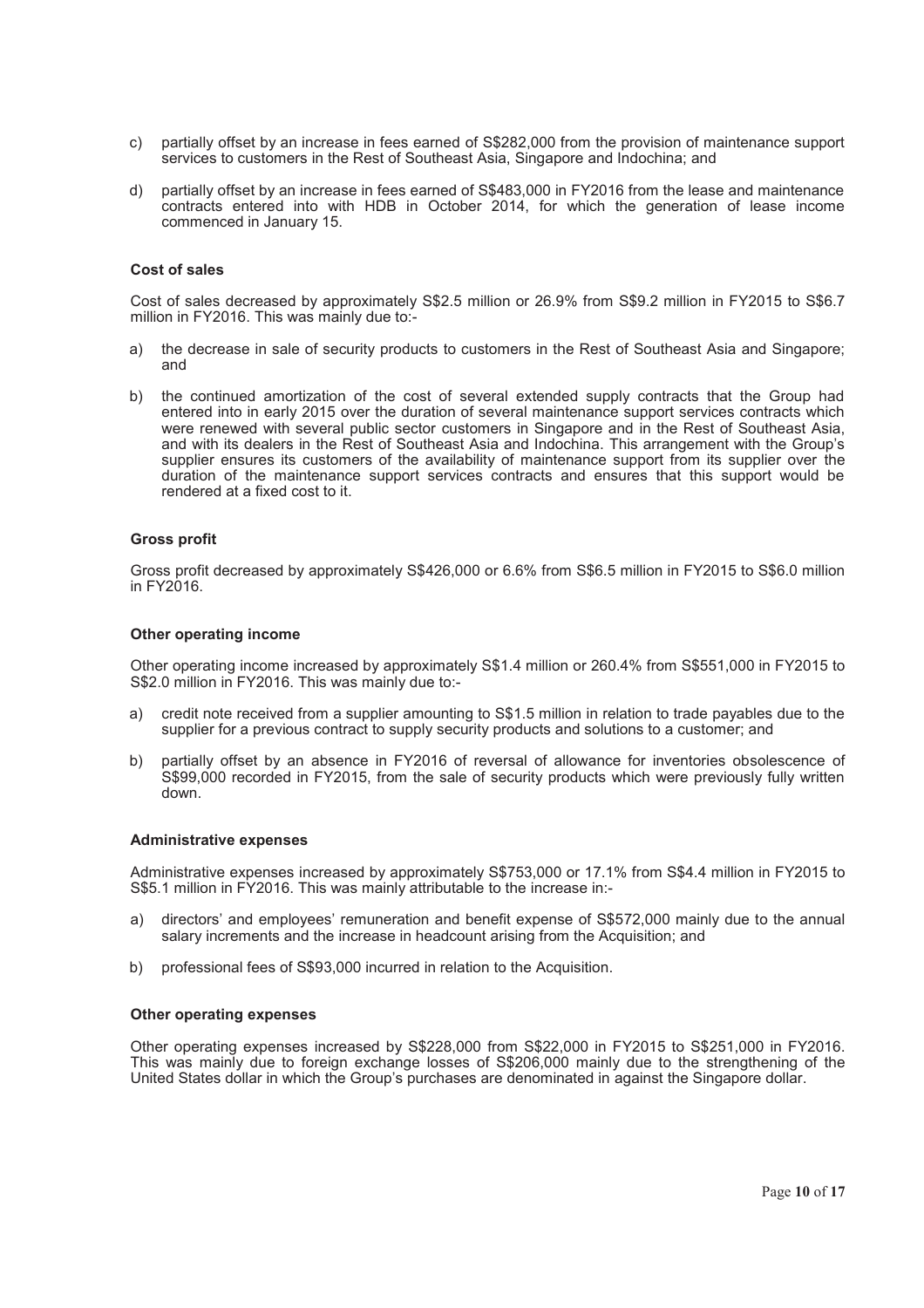c) partially offset by an increase in fees earned of S$282,000 from the provision of maintenance support services to customers in the Rest of Southeast Asia, Singapore and Indochina; and

d) partially offset by an increase in fees earned of S$483,000 in FY2016 from the lease and maintenance contracts entered into with HDB in October 2014, for which the generation of lease income commenced in January 15.

**Cost of sales**

Cost of sales decreased by approximately S$2.5 million or 26.9% from S$9.2 million in FY2015 to S$6.7 million in FY2016. This was mainly due to:-

a) the decrease in sale of security products to customers in the Rest of Southeast Asia and Singapore; and

b) the continued amortization of the cost of several extended supply contracts that the Group had entered into in early 2015 over the duration of several maintenance support services contracts which were renewed with several public sector customers in Singapore and in the Rest of Southeast Asia, and with its dealers in the Rest of Southeast Asia and Indochina. This arrangement with the Group's supplier ensures its customers of the availability of maintenance support from its supplier over the duration of the maintenance support services contracts and ensures that this support would be rendered at a fixed cost to it.

**Gross profit**

Gross profit decreased by approximately S$426,000 or 6.6% from S$6.5 million in FY2015 to S$6.0 million in FY2016.

**Other operating income**

Other operating income increased by approximately S$1.4 million or 260.4% from S$551,000 in FY2015 to S$2.0 million in FY2016. This was mainly due to:-

a) credit note received from a supplier amounting to S$1.5 million in relation to trade payables due to the supplier for a previous contract to supply security products and solutions to a customer; and

b) partially offset by an absence in FY2016 of reversal of allowance for inventories obsolescence of S$99,000 recorded in FY2015, from the sale of security products which were previously fully written down.

**Administrative expenses**

Administrative expenses increased by approximately S$753,000 or 17.1% from S$4.4 million in FY2015 to S$5.1 million in FY2016. This was mainly attributable to the increase in:-

a) directors' and employees' remuneration and benefit expense of S$572,000 mainly due to the annual salary increments and the increase in headcount arising from the Acquisition; and

b) professional fees of S$93,000 incurred in relation to the Acquisition.

**Other operating expenses**

Other operating expenses increased by S$228,000 from S$22,000 in FY2015 to S$251,000 in FY2016. This was mainly due to foreign exchange losses of S$206,000 mainly due to the strengthening of the United States dollar in which the Group's purchases are denominated in against the Singapore dollar.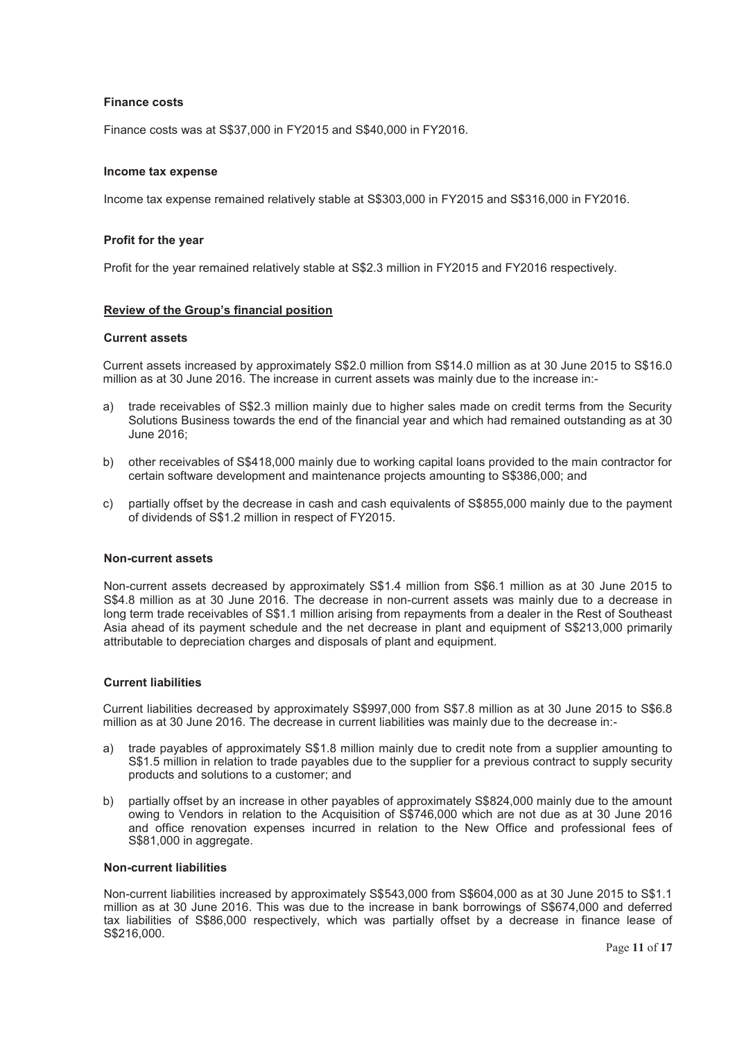**Finance costs**

Finance costs was at S$37,000 in FY2015 and S$40,000 in FY2016.

**Income tax expense**

Income tax expense remained relatively stable at S$303,000 in FY2015 and S$316,000 in FY2016.

**Profit for the year**

Profit for the year remained relatively stable at S$2.3 million in FY2015 and FY2016 respectively.

**Review of the Group's financial position**

**Current assets**

Current assets increased by approximately S$2.0 million from S$14.0 million as at 30 June 2015 to S$16.0 million as at 30 June 2016. The increase in current assets was mainly due to the increase in:-

a) trade receivables of S$2.3 million mainly due to higher sales made on credit terms from the Security Solutions Business towards the end of the financial year and which had remained outstanding as at 30 June 2016;

b) other receivables of S$418,000 mainly due to working capital loans provided to the main contractor for certain software development and maintenance projects amounting to S$386,000; and

c) partially offset by the decrease in cash and cash equivalents of S$855,000 mainly due to the payment of dividends of S$1.2 million in respect of FY2015.

**Non-current assets**

Non-current assets decreased by approximately S$1.4 million from S$6.1 million as at 30 June 2015 to S$4.8 million as at 30 June 2016. The decrease in non-current assets was mainly due to a decrease in long term trade receivables of S$1.1 million arising from repayments from a dealer in the Rest of Southeast Asia ahead of its payment schedule and the net decrease in plant and equipment of S$213,000 primarily attributable to depreciation charges and disposals of plant and equipment.

**Current liabilities**

Current liabilities decreased by approximately S$997,000 from S$7.8 million as at 30 June 2015 to S$6.8 million as at 30 June 2016. The decrease in current liabilities was mainly due to the decrease in:-

a) trade payables of approximately S$1.8 million mainly due to credit note from a supplier amounting to S$1.5 million in relation to trade payables due to the supplier for a previous contract to supply security products and solutions to a customer; and

b) partially offset by an increase in other payables of approximately S$824,000 mainly due to the amount owing to Vendors in relation to the Acquisition of S$746,000 which are not due as at 30 June 2016 and office renovation expenses incurred in relation to the New Office and professional fees of S$81,000 in aggregate.

**Non-current liabilities**

Non-current liabilities increased by approximately S$543,000 from S$604,000 as at 30 June 2015 to S$1.1 million as at 30 June 2016. This was due to the increase in bank borrowings of S$674,000 and deferred tax liabilities of S$86,000 respectively, which was partially offset by a decrease in finance lease of S$216,000.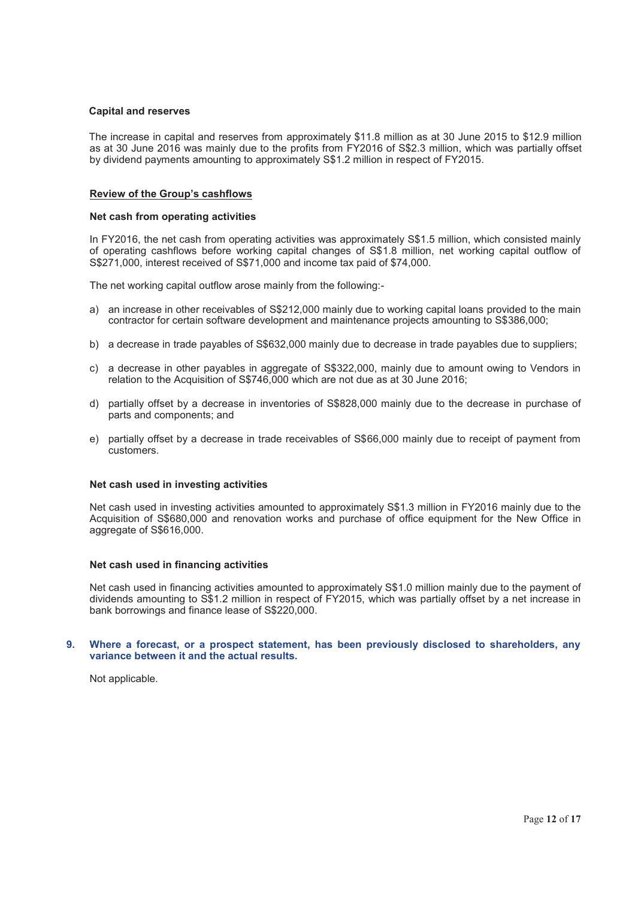**Capital and reserves**

The increase in capital and reserves from approximately $11.8 million as at 30 June 2015 to $12.9 million as at 30 June 2016 was mainly due to the profits from FY2016 of S$2.3 million, which was partially offset by dividend payments amounting to approximately S$1.2 million in respect of FY2015.

**Review of the Group's cashflows**

**Net cash from operating activities**

In FY2016, the net cash from operating activities was approximately S$1.5 million, which consisted mainly of operating cashflows before working capital changes of S$1.8 million, net working capital outflow of S$271,000, interest received of S$71,000 and income tax paid of $74,000.

The net working capital outflow arose mainly from the following:-

a) an increase in other receivables of S$212,000 mainly due to working capital loans provided to the main contractor for certain software development and maintenance projects amounting to S$386,000;

b) a decrease in trade payables of S$632,000 mainly due to decrease in trade payables due to suppliers;

c) a decrease in other payables in aggregate of S$322,000, mainly due to amount owing to Vendors in relation to the Acquisition of S$746,000 which are not due as at 30 June 2016;

d) partially offset by a decrease in inventories of S$828,000 mainly due to the decrease in purchase of parts and components; and

e) partially offset by a decrease in trade receivables of S$66,000 mainly due to receipt of payment from customers.

**Net cash used in investing activities**

Net cash used in investing activities amounted to approximately S$1.3 million in FY2016 mainly due to the Acquisition of S$680,000 and renovation works and purchase of office equipment for the New Office in aggregate of S$616,000.

**Net cash used in financing activities**

Net cash used in financing activities amounted to approximately S$1.0 million mainly due to the payment of dividends amounting to S$1.2 million in respect of FY2015, which was partially offset by a net increase in bank borrowings and finance lease of S$220,000.

**9. Where a forecast, or a prospect statement, has been previously disclosed to shareholders, any variance between it and the actual results.**

Not applicable.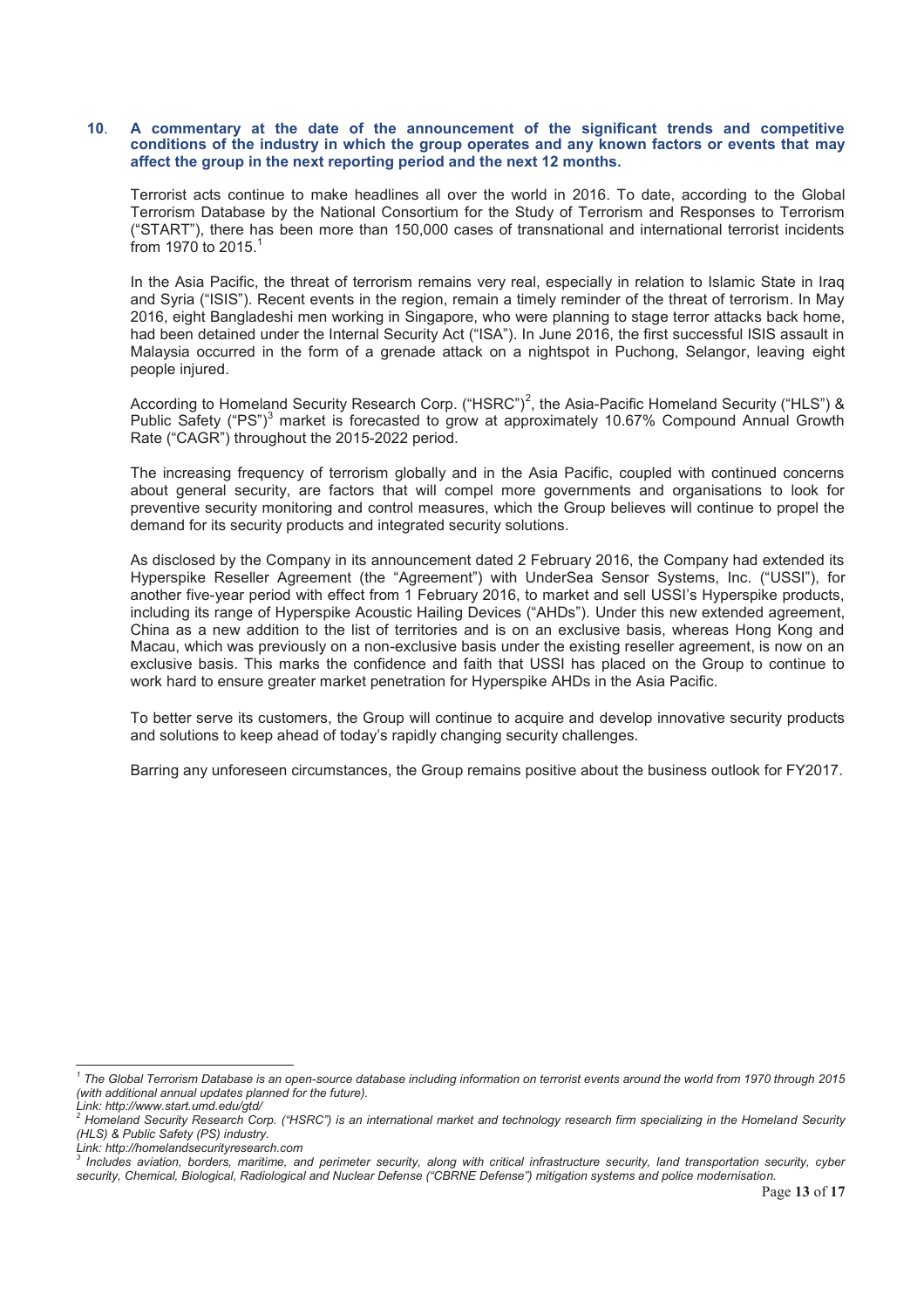**10. A commentary at the date of the announcement of the significant trends and competitive conditions of the industry in which the group operates and any known factors or events that may affect the group in the next reporting period and the next 12 months.**

Terrorist acts continue to make headlines all over the world in 2016. To date, according to the Global Terrorism Database by the National Consortium for the Study of Terrorism and Responses to Terrorism ("START"), there has been more than 150,000 cases of transnational and international terrorist incidents from 1970 to 2015.[1]

In the Asia Pacific, the threat of terrorism remains very real, especially in relation to Islamic State in Iraq and Syria ("ISIS"). Recent events in the region, remain a timely reminder of the threat of terrorism. In May 2016, eight Bangladeshi men working in Singapore, who were planning to stage terror attacks back home, had been detained under the Internal Security Act ("ISA"). In June 2016, the first successful ISIS assault in Malaysia occurred in the form of a grenade attack on a nightspot in Puchong, Selangor, leaving eight people injured.

According to Homeland Security Research Corp. ("HSRC")[2], the Asia-Pacific Homeland Security ("HLS") & Public Safety ("PS")[3] market is forecasted to grow at approximately 10.67% Compound Annual Growth Rate ("CAGR") throughout the 2015-2022 period.

The increasing frequency of terrorism globally and in the Asia Pacific, coupled with continued concerns about general security, are factors that will compel more governments and organisations to look for preventive security monitoring and control measures, which the Group believes will continue to propel the demand for its security products and integrated security solutions.

As disclosed by the Company in its announcement dated 2 February 2016, the Company had extended its Hyperspike Reseller Agreement (the "Agreement") with UnderSea Sensor Systems, Inc. ("USSI"), for another five-year period with effect from 1 February 2016, to market and sell USSI's Hyperspike products, including its range of Hyperspike Acoustic Hailing Devices ("AHDs"). Under this new extended agreement, China as a new addition to the list of territories and is on an exclusive basis, whereas Hong Kong and Macau, which was previously on a non-exclusive basis under the existing reseller agreement, is now on an exclusive basis. This marks the confidence and faith that USSI has placed on the Group to continue to work hard to ensure greater market penetration for Hyperspike AHDs in the Asia Pacific.

To better serve its customers, the Group will continue to acquire and develop innovative security products and solutions to keep ahead of today's rapidly changing security challenges.

Barring any unforeseen circumstances, the Group remains positive about the business outlook for FY2017.

---

[1] *The Global Terrorism Database is an open-source database including information on terrorist events around the world from 1970 through 2015 (with additional annual updates planned for the future).*
*Link: http://www.start.umd.edu/gtd/*

[2] *Homeland Security Research Corp. ("HSRC") is an international market and technology research firm specializing in the Homeland Security (HLS) & Public Safety (PS) industry.*
*Link: http://homelandsecurityresearch.com*

[3] *Includes aviation, borders, maritime, and perimeter security, along with critical infrastructure security, land transportation security, cyber security, Chemical, Biological, Radiological and Nuclear Defense ("CBRNE Defense") mitigation systems and police modernisation.*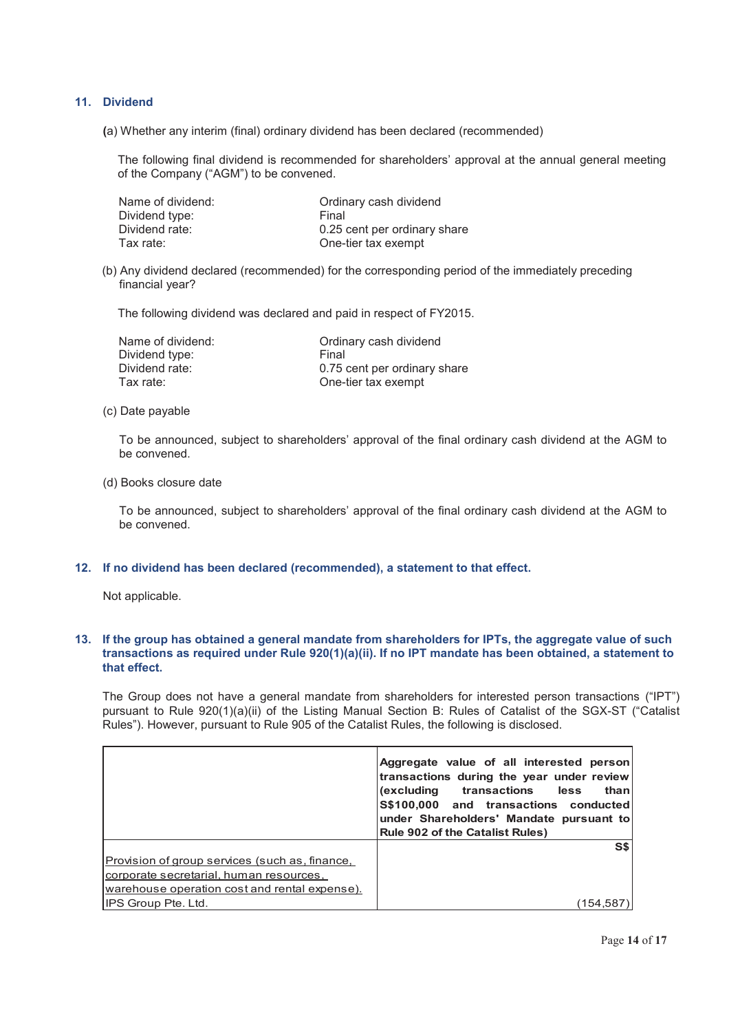## 11. Dividend

(a) Whether any interim (final) ordinary dividend has been declared (recommended)

The following final dividend is recommended for shareholders' approval at the annual general meeting of the Company ("AGM") to be convened.

| | |
|---|---|
| Name of dividend: | Ordinary cash dividend |
| Dividend type: | Final |
| Dividend rate: | 0.25 cent per ordinary share |
| Tax rate: | One-tier tax exempt |

(b) Any dividend declared (recommended) for the corresponding period of the immediately preceding financial year?

The following dividend was declared and paid in respect of FY2015.

| | |
|---|---|
| Name of dividend: | Ordinary cash dividend |
| Dividend type: | Final |
| Dividend rate: | 0.75 cent per ordinary share |
| Tax rate: | One-tier tax exempt |

(c) Date payable

To be announced, subject to shareholders' approval of the final ordinary cash dividend at the AGM to be convened.

(d) Books closure date

To be announced, subject to shareholders' approval of the final ordinary cash dividend at the AGM to be convened.

## 12. If no dividend has been declared (recommended), a statement to that effect.

Not applicable.

## 13. If the group has obtained a general mandate from shareholders for IPTs, the aggregate value of such transactions as required under Rule 920(1)(a)(ii). If no IPT mandate has been obtained, a statement to that effect.

The Group does not have a general mandate from shareholders for interested person transactions ("IPT") pursuant to Rule 920(1)(a)(ii) of the Listing Manual Section B: Rules of Catalist of the SGX-ST ("Catalist Rules"). However, pursuant to Rule 905 of the Catalist Rules, the following is disclosed.

| | **Aggregate value of all interested person transactions during the year under review (excluding transactions less than S$100,000 and transactions conducted under Shareholders' Mandate pursuant to Rule 902 of the Catalist Rules)** |
|---|---|
| | **S$** |
| Provision of group services (such as finance, corporate secretarial, human resources, warehouse operation cost and rental expense). IPS Group Pte. Ltd. | (154,587) |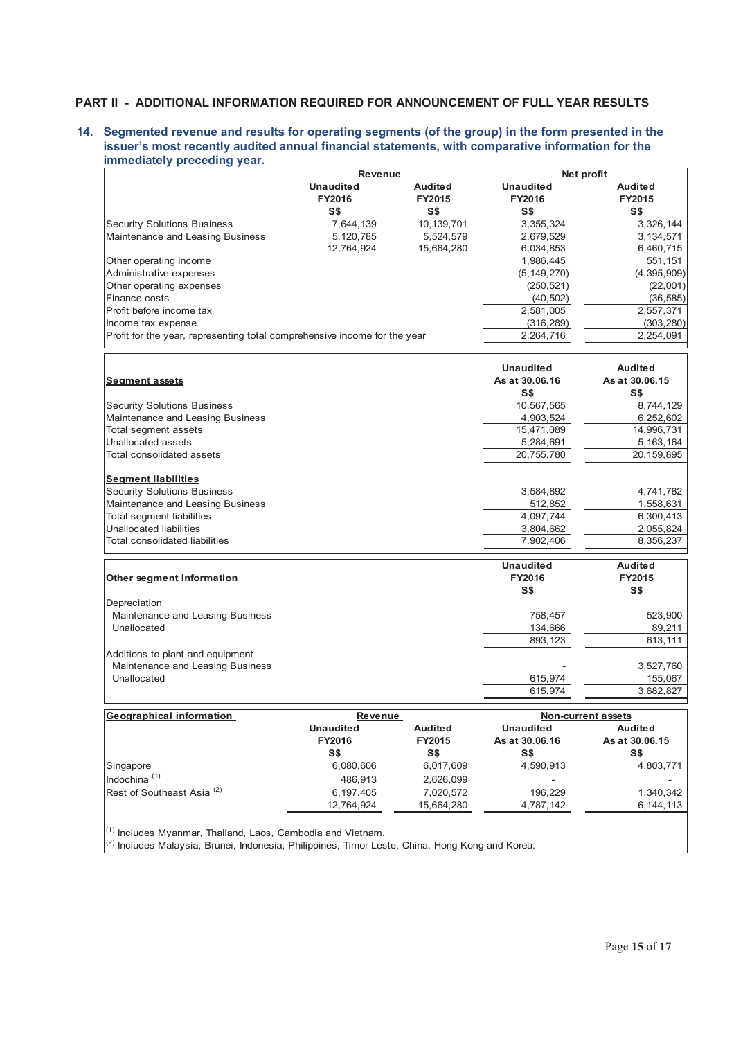## PART II - ADDITIONAL INFORMATION REQUIRED FOR ANNOUNCEMENT OF FULL YEAR RESULTS

### 14. Segmented revenue and results for operating segments (of the group) in the form presented in the issuer's most recently audited annual financial statements, with comparative information for the immediately preceding year.

| | Revenue | | Net profit | |
|---|---|---|---|---|
| | Unaudited FY2016 S$ | Audited FY2015 S$ | Unaudited FY2016 S$ | Audited FY2015 S$ |
| Security Solutions Business | 7,644,139 | 10,139,701 | 3,355,324 | 3,326,144 |
| Maintenance and Leasing Business | 5,120,785 | 5,524,579 | 2,679,529 | 3,134,571 |
| | 12,764,924 | 15,664,280 | 6,034,853 | 6,460,715 |
| Other operating income | | | 1,986,445 | 551,151 |
| Administrative expenses | | | (5,149,270) | (4,395,909) |
| Other operating expenses | | | (250,521) | (22,001) |
| Finance costs | | | (40,502) | (36,585) |
| Profit before income tax | | | 2,581,005 | 2,557,371 |
| Income tax expense | | | (316,289) | (303,280) |
| Profit for the year, representing total comprehensive income for the year | | | 2,264,716 | 2,254,091 |

| **Segment assets** | Unaudited As at 30.06.16 S$ | Audited As at 30.06.15 S$ |
|---|---|---|
| Security Solutions Business | 10,567,565 | 8,744,129 |
| Maintenance and Leasing Business | 4,903,524 | 6,252,602 |
| Total segment assets | 15,471,089 | 14,996,731 |
| Unallocated assets | 5,284,691 | 5,163,164 |
| Total consolidated assets | 20,755,780 | 20,159,895 |
| **Segment liabilities** | | |
| Security Solutions Business | 3,584,892 | 4,741,782 |
| Maintenance and Leasing Business | 512,852 | 1,558,631 |
| Total segment liabilities | 4,097,744 | 6,300,413 |
| Unallocated liabilities | 3,804,662 | 2,055,824 |
| Total consolidated liabilities | 7,902,406 | 8,356,237 |

| **Other segment information** | Unaudited FY2016 S$ | Audited FY2015 S$ |
|---|---|---|
| Depreciation | | |
| Maintenance and Leasing Business | 758,457 | 523,900 |
| Unallocated | 134,666 | 89,211 |
| | 893,123 | 613,111 |
| Additions to plant and equipment | | |
| Maintenance and Leasing Business | - | 3,527,760 |
| Unallocated | 615,974 | 155,067 |
| | 615,974 | 3,682,827 |

| **Geographical information** | Revenue | | Non-current assets | |
|---|---|---|---|---|
| | Unaudited FY2016 S$ | Audited FY2015 S$ | Unaudited As at 30.06.16 S$ | Audited As at 30.06.15 S$ |
| Singapore | 6,080,606 | 6,017,609 | 4,590,913 | 4,803,771 |
| Indochina [(1)] | 486,913 | 2,626,099 | - | - |
| Rest of Southeast Asia [(2)] | 6,197,405 | 7,020,572 | 196,229 | 1,340,342 |
| | 12,764,924 | 15,664,280 | 4,787,142 | 6,144,113 |

[(1)] Includes Myanmar, Thailand, Laos, Cambodia and Vietnam.
[(2)] Includes Malaysia, Brunei, Indonesia, Philippines, Timor Leste, China, Hong Kong and Korea.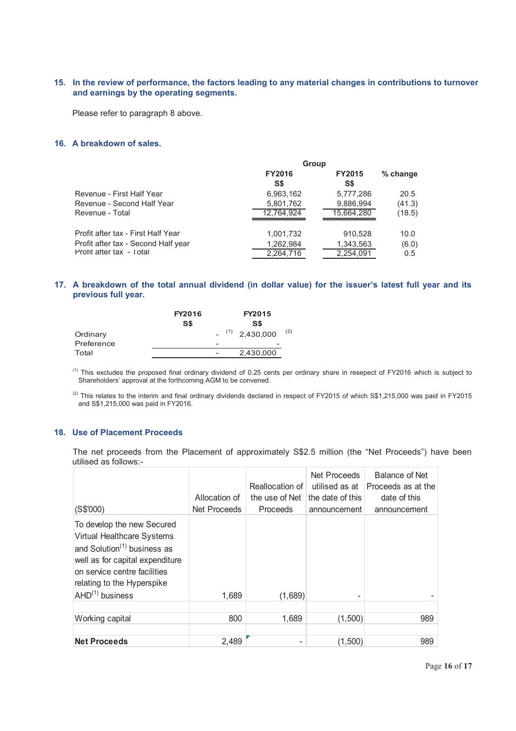## 15. In the review of performance, the factors leading to any material changes in contributions to turnover and earnings by the operating segments.

Please refer to paragraph 8 above.

## 16. A breakdown of sales.

| | Group | | |
|---|---|---|---|
| | FY2016 S$ | FY2015 S$ | % change |
| Revenue - First Half Year | 6,963,162 | 5,777,286 | 20.5 |
| Revenue - Second Half Year | 5,801,762 | 9,886,994 | (41.3) |
| Revenue - Total | 12,764,924 | 15,664,280 | (18.5) |
| | | | |
| Profit after tax - First Half Year | 1,001,732 | 910,528 | 10.0 |
| Profit after tax - Second Half year | 1,262,984 | 1,343,563 | (6.0) |
| Profit after tax - Total | 2,264,716 | 2,254,091 | 0.5 |

## 17. A breakdown of the total annual dividend (in dollar value) for the issuer's latest full year and its previous full year.

| | FY2016 S$ | FY2015 S$ |
|---|---|---|
| Ordinary | - [1] | 2,430,000 [2] |
| Preference | - | - |
| Total | - | 2,430,000 |

[1] This excludes the proposed final ordinary dividend of 0.25 cents per ordinary share in resepect of FY2016 which is subject to Shareholders' approval at the forthcoming AGM to be convened.

[2] This relates to the interim and final ordinary dividends declared in respect of FY2015 of which S$1,215,000 was paid in FY2015 and S$1,215,000 was paid in FY2016.

## 18. Use of Placement Proceeds

The net proceeds from the Placement of approximately S$2.5 million (the "Net Proceeds") have been utilised as follows:-

| (S$'000) | Allocation of Net Proceeds | Reallocation of the use of Net Proceeds | Net Proceeds utilised as at the date of this announcement | Balance of Net Proceeds as at the date of this announcement |
|---|---|---|---|---|
| To develop the new Secured Virtual Healthcare Systems and Solution[1] business as well as for capital expenditure on service centre facilities relating to the Hyperspike AHD[1] business | 1,689 | (1,689) | - | - |
| Working capital | 800 | 1,689 | (1,500) | 989 |
| **Net Proceeds** | 2,489 | - | (1,500) | 989 |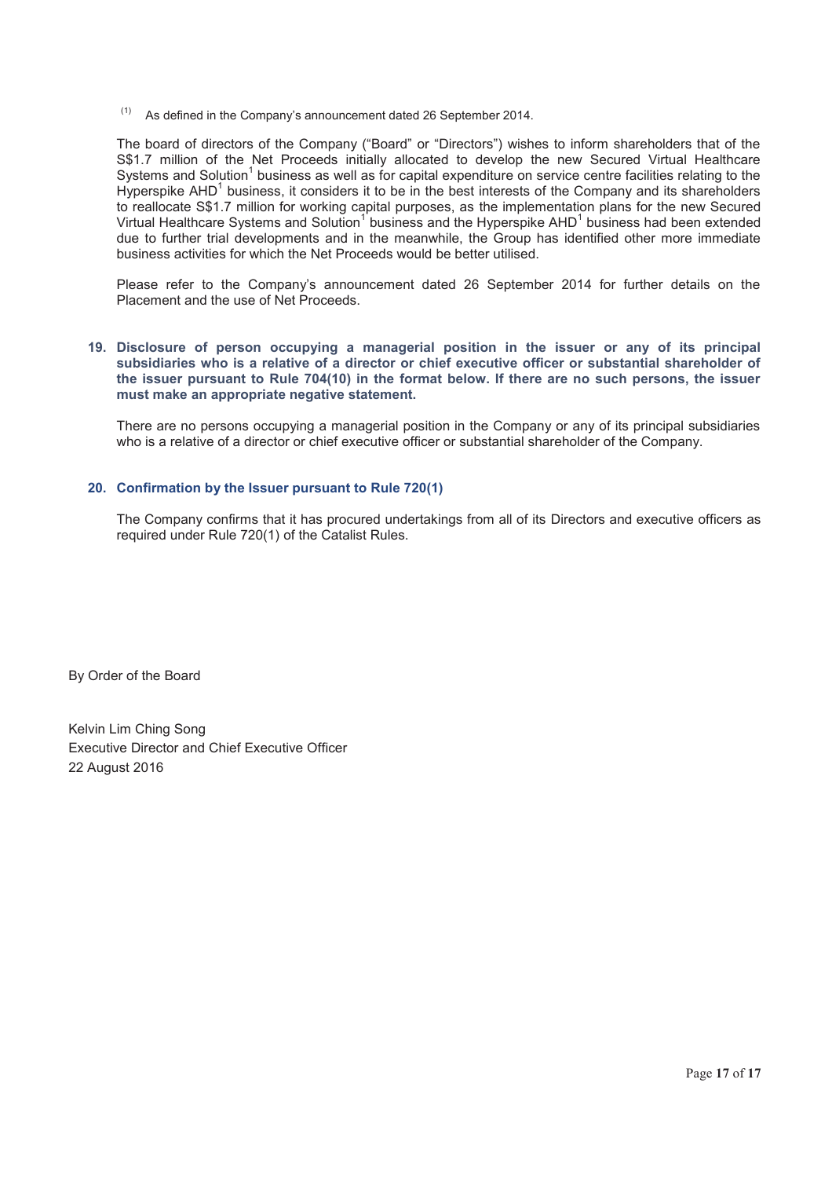(1) As defined in the Company's announcement dated 26 September 2014.

The board of directors of the Company ("Board" or "Directors") wishes to inform shareholders that of the S$1.7 million of the Net Proceeds initially allocated to develop the new Secured Virtual Healthcare Systems and Solution[1] business as well as for capital expenditure on service centre facilities relating to the Hyperspike AHD[1] business, it considers it to be in the best interests of the Company and its shareholders to reallocate S$1.7 million for working capital purposes, as the implementation plans for the new Secured Virtual Healthcare Systems and Solution[1] business and the Hyperspike AHD[1] business had been extended due to further trial developments and in the meanwhile, the Group has identified other more immediate business activities for which the Net Proceeds would be better utilised.

Please refer to the Company's announcement dated 26 September 2014 for further details on the Placement and the use of Net Proceeds.

**19. Disclosure of person occupying a managerial position in the issuer or any of its principal subsidiaries who is a relative of a director or chief executive officer or substantial shareholder of the issuer pursuant to Rule 704(10) in the format below. If there are no such persons, the issuer must make an appropriate negative statement.**

There are no persons occupying a managerial position in the Company or any of its principal subsidiaries who is a relative of a director or chief executive officer or substantial shareholder of the Company.

**20. Confirmation by the Issuer pursuant to Rule 720(1)**

The Company confirms that it has procured undertakings from all of its Directors and executive officers as required under Rule 720(1) of the Catalist Rules.

By Order of the Board

Kelvin Lim Ching Song
Executive Director and Chief Executive Officer
22 August 2016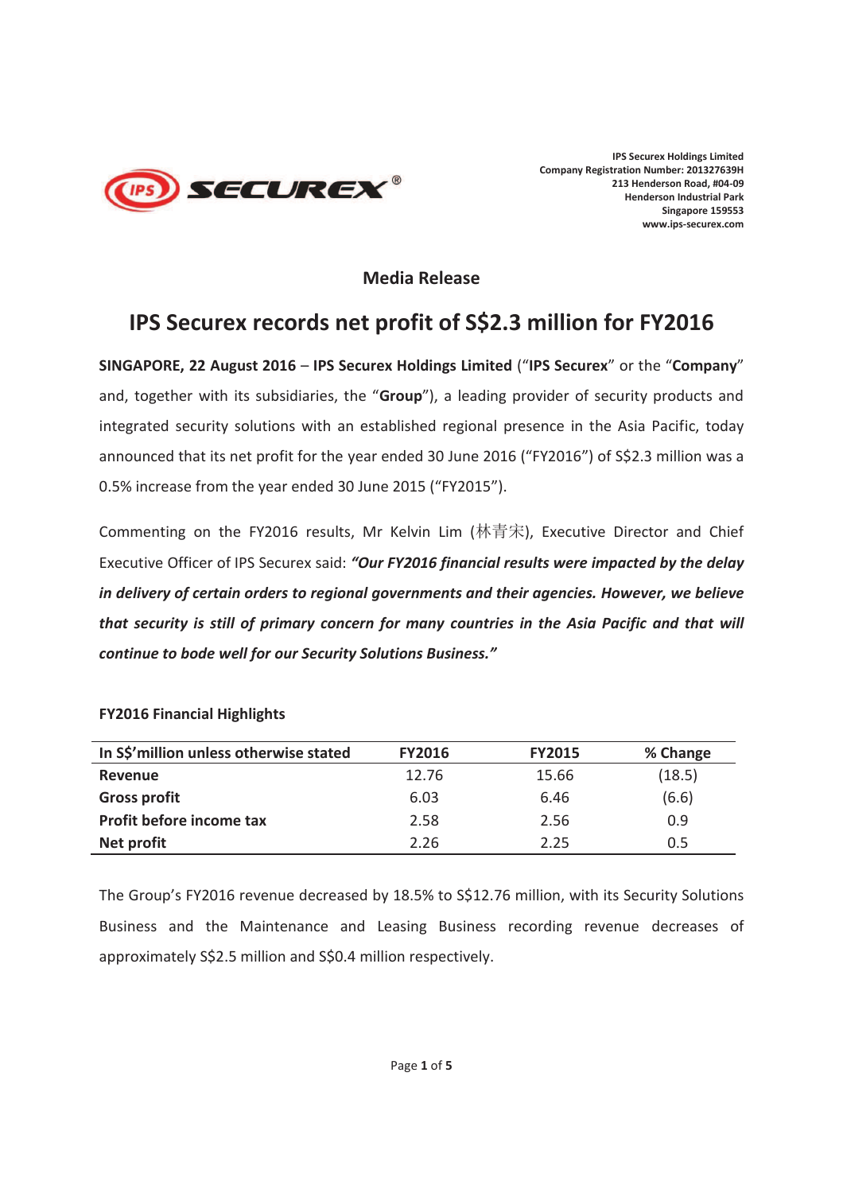IPS Securex Holdings Limited
Company Registration Number: 201327639H
213 Henderson Road, #04-09
Henderson Industrial Park
Singapore 159553
www.ips-securex.com

## Media Release

# IPS Securex records net profit of S$2.3 million for FY2016

**SINGAPORE, 22 August 2016** – **IPS Securex Holdings Limited** ("**IPS Securex**" or the "**Company**" and, together with its subsidiaries, the "**Group**"), a leading provider of security products and integrated security solutions with an established regional presence in the Asia Pacific, today announced that its net profit for the year ended 30 June 2016 ("FY2016") of S$2.3 million was a 0.5% increase from the year ended 30 June 2015 ("FY2015").

Commenting on the FY2016 results, Mr Kelvin Lim (林青宋), Executive Director and Chief Executive Officer of IPS Securex said: ***"Our FY2016 financial results were impacted by the delay in delivery of certain orders to regional governments and their agencies. However, we believe that security is still of primary concern for many countries in the Asia Pacific and that will continue to bode well for our Security Solutions Business."***

**FY2016 Financial Highlights**

| In S$'million unless otherwise stated | FY2016 | FY2015 | % Change |
|---|---|---|---|
| **Revenue** | 12.76 | 15.66 | (18.5) |
| **Gross profit** | 6.03 | 6.46 | (6.6) |
| **Profit before income tax** | 2.58 | 2.56 | 0.9 |
| **Net profit** | 2.26 | 2.25 | 0.5 |

The Group's FY2016 revenue decreased by 18.5% to S$12.76 million, with its Security Solutions Business and the Maintenance and Leasing Business recording revenue decreases of approximately S$2.5 million and S$0.4 million respectively.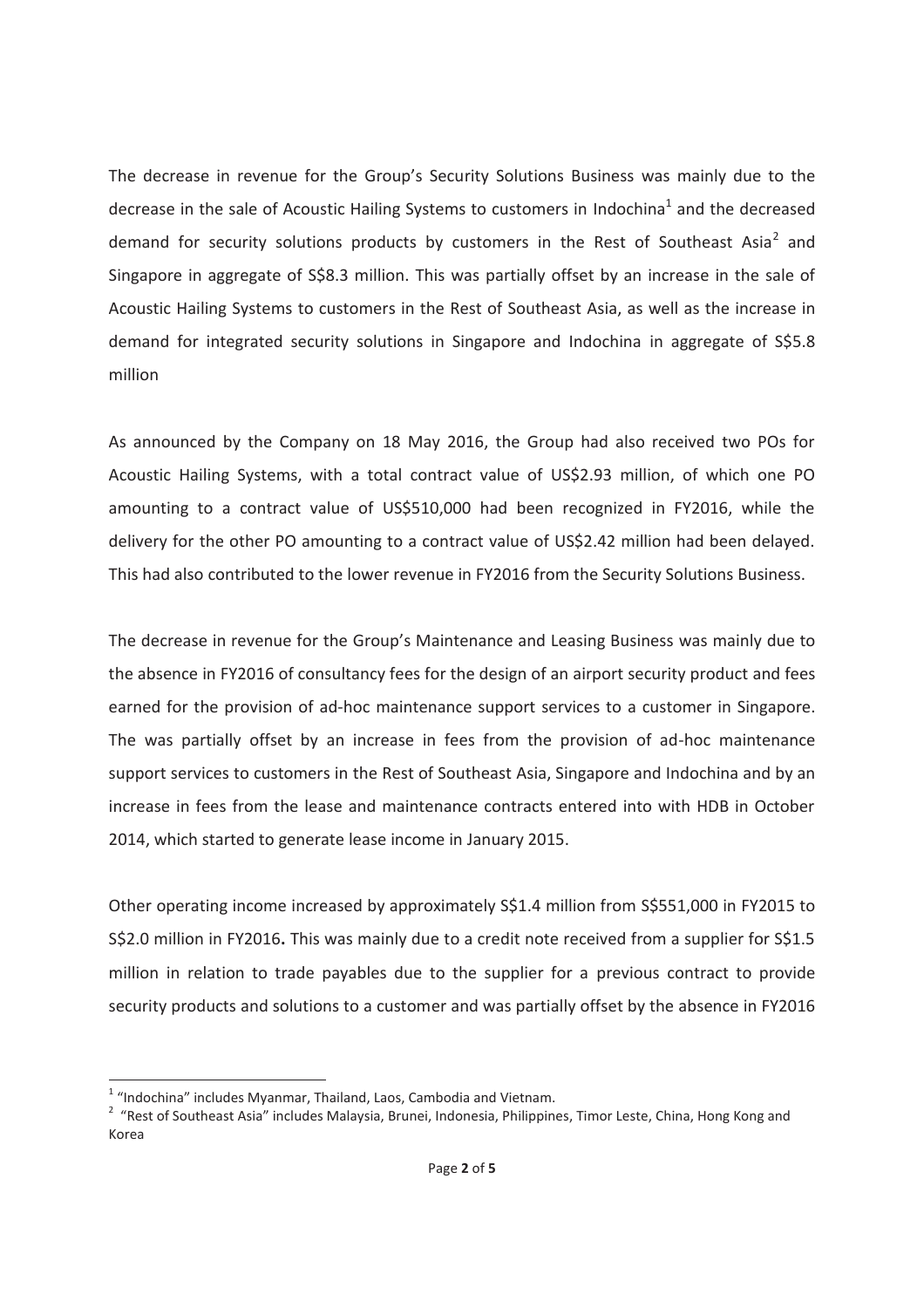The decrease in revenue for the Group's Security Solutions Business was mainly due to the decrease in the sale of Acoustic Hailing Systems to customers in Indochina[1] and the decreased demand for security solutions products by customers in the Rest of Southeast Asia[2] and Singapore in aggregate of S$8.3 million. This was partially offset by an increase in the sale of Acoustic Hailing Systems to customers in the Rest of Southeast Asia, as well as the increase in demand for integrated security solutions in Singapore and Indochina in aggregate of S$5.8 million

As announced by the Company on 18 May 2016, the Group had also received two POs for Acoustic Hailing Systems, with a total contract value of US$2.93 million, of which one PO amounting to a contract value of US$510,000 had been recognized in FY2016, while the delivery for the other PO amounting to a contract value of US$2.42 million had been delayed. This had also contributed to the lower revenue in FY2016 from the Security Solutions Business.

The decrease in revenue for the Group's Maintenance and Leasing Business was mainly due to the absence in FY2016 of consultancy fees for the design of an airport security product and fees earned for the provision of ad-hoc maintenance support services to a customer in Singapore. The was partially offset by an increase in fees from the provision of ad-hoc maintenance support services to customers in the Rest of Southeast Asia, Singapore and Indochina and by an increase in fees from the lease and maintenance contracts entered into with HDB in October 2014, which started to generate lease income in January 2015.

Other operating income increased by approximately S$1.4 million from S$551,000 in FY2015 to S$2.0 million in FY2016**.** This was mainly due to a credit note received from a supplier for S$1.5 million in relation to trade payables due to the supplier for a previous contract to provide security products and solutions to a customer and was partially offset by the absence in FY2016

---

[1] "Indochina" includes Myanmar, Thailand, Laos, Cambodia and Vietnam.

[2] "Rest of Southeast Asia" includes Malaysia, Brunei, Indonesia, Philippines, Timor Leste, China, Hong Kong and Korea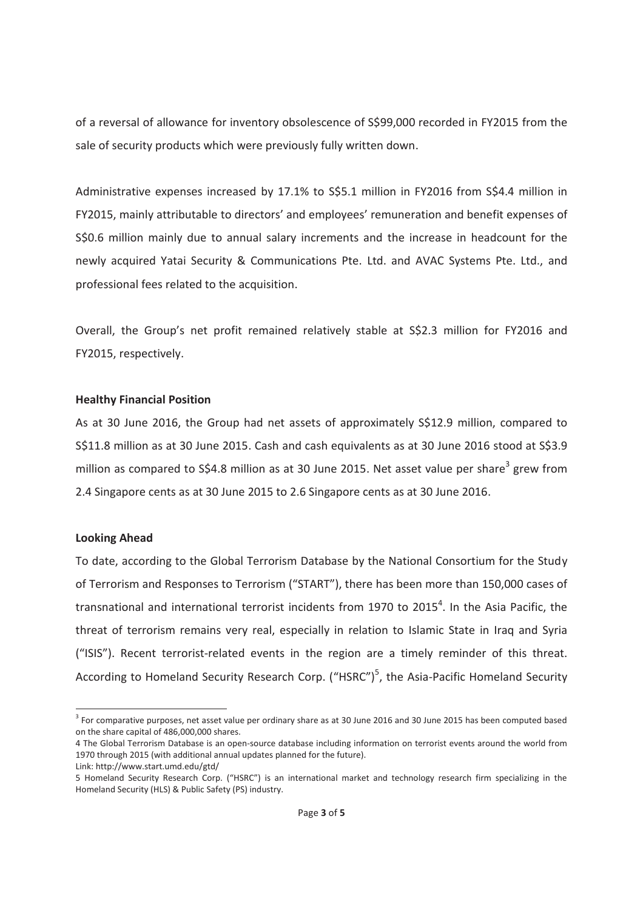of a reversal of allowance for inventory obsolescence of S$99,000 recorded in FY2015 from the sale of security products which were previously fully written down.

Administrative expenses increased by 17.1% to S$5.1 million in FY2016 from S$4.4 million in FY2015, mainly attributable to directors' and employees' remuneration and benefit expenses of S$0.6 million mainly due to annual salary increments and the increase in headcount for the newly acquired Yatai Security & Communications Pte. Ltd. and AVAC Systems Pte. Ltd., and professional fees related to the acquisition.

Overall, the Group's net profit remained relatively stable at S$2.3 million for FY2016 and FY2015, respectively.

**Healthy Financial Position**

As at 30 June 2016, the Group had net assets of approximately S$12.9 million, compared to S$11.8 million as at 30 June 2015. Cash and cash equivalents as at 30 June 2016 stood at S$3.9 million as compared to S$4.8 million as at 30 June 2015. Net asset value per share[3] grew from 2.4 Singapore cents as at 30 June 2015 to 2.6 Singapore cents as at 30 June 2016.

**Looking Ahead**

To date, according to the Global Terrorism Database by the National Consortium for the Study of Terrorism and Responses to Terrorism ("START"), there has been more than 150,000 cases of transnational and international terrorist incidents from 1970 to 2015[4]. In the Asia Pacific, the threat of terrorism remains very real, especially in relation to Islamic State in Iraq and Syria ("ISIS"). Recent terrorist-related events in the region are a timely reminder of this threat. According to Homeland Security Research Corp. ("HSRC")[5], the Asia-Pacific Homeland Security

---

[3] For comparative purposes, net asset value per ordinary share as at 30 June 2016 and 30 June 2015 has been computed based on the share capital of 486,000,000 shares.

4 The Global Terrorism Database is an open-source database including information on terrorist events around the world from 1970 through 2015 (with additional annual updates planned for the future).
Link: http://www.start.umd.edu/gtd/

5 Homeland Security Research Corp. ("HSRC") is an international market and technology research firm specializing in the Homeland Security (HLS) & Public Safety (PS) industry.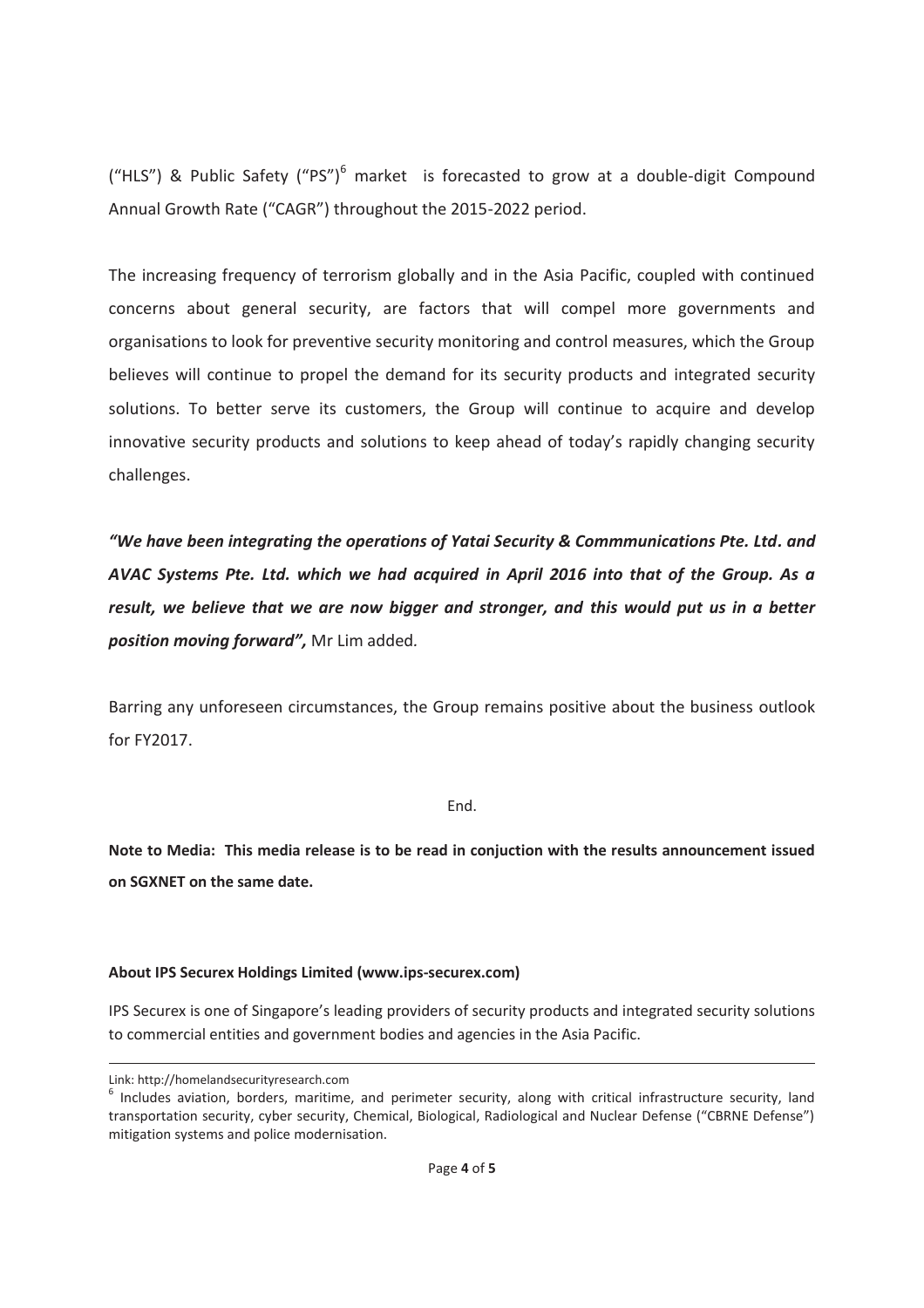("HLS") & Public Safety ("PS")[6] market is forecasted to grow at a double-digit Compound Annual Growth Rate ("CAGR") throughout the 2015-2022 period.

The increasing frequency of terrorism globally and in the Asia Pacific, coupled with continued concerns about general security, are factors that will compel more governments and organisations to look for preventive security monitoring and control measures, which the Group believes will continue to propel the demand for its security products and integrated security solutions. To better serve its customers, the Group will continue to acquire and develop innovative security products and solutions to keep ahead of today's rapidly changing security challenges.

***"We have been integrating the operations of Yatai Security & Commmunications Pte. Ltd. and AVAC Systems Pte. Ltd. which we had acquired in April 2016 into that of the Group. As a result, we believe that we are now bigger and stronger, and this would put us in a better position moving forward",*** Mr Lim added.

Barring any unforeseen circumstances, the Group remains positive about the business outlook for FY2017.

End.

**Note to Media: This media release is to be read in conjuction with the results announcement issued on SGXNET on the same date.**

**About IPS Securex Holdings Limited (www.ips-securex.com)**

IPS Securex is one of Singapore's leading providers of security products and integrated security solutions to commercial entities and government bodies and agencies in the Asia Pacific.

---

Link: http://homelandsecurityresearch.com

[6] Includes aviation, borders, maritime, and perimeter security, along with critical infrastructure security, land transportation security, cyber security, Chemical, Biological, Radiological and Nuclear Defense ("CBRNE Defense") mitigation systems and police modernisation.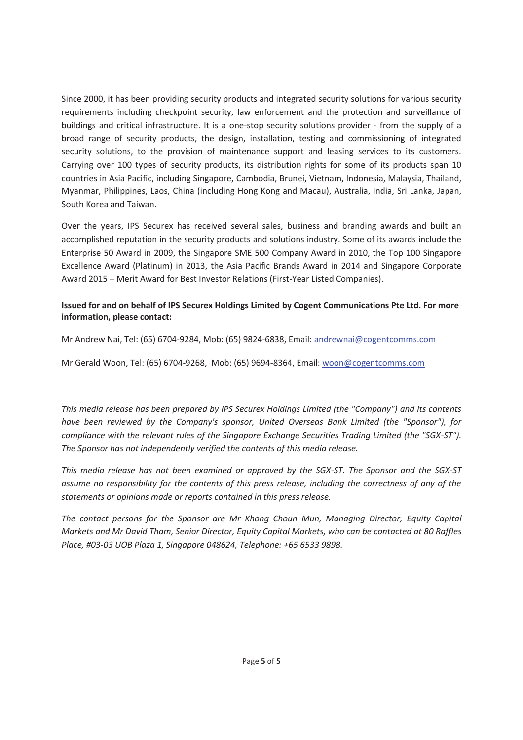Since 2000, it has been providing security products and integrated security solutions for various security requirements including checkpoint security, law enforcement and the protection and surveillance of buildings and critical infrastructure. It is a one-stop security solutions provider - from the supply of a broad range of security products, the design, installation, testing and commissioning of integrated security solutions, to the provision of maintenance support and leasing services to its customers. Carrying over 100 types of security products, its distribution rights for some of its products span 10 countries in Asia Pacific, including Singapore, Cambodia, Brunei, Vietnam, Indonesia, Malaysia, Thailand, Myanmar, Philippines, Laos, China (including Hong Kong and Macau), Australia, India, Sri Lanka, Japan, South Korea and Taiwan.

Over the years, IPS Securex has received several sales, business and branding awards and built an accomplished reputation in the security products and solutions industry. Some of its awards include the Enterprise 50 Award in 2009, the Singapore SME 500 Company Award in 2010, the Top 100 Singapore Excellence Award (Platinum) in 2013, the Asia Pacific Brands Award in 2014 and Singapore Corporate Award 2015 – Merit Award for Best Investor Relations (First-Year Listed Companies).

**Issued for and on behalf of IPS Securex Holdings Limited by Cogent Communications Pte Ltd. For more information, please contact:**

Mr Andrew Nai, Tel: (65) 6704-9284, Mob: (65) 9824-6838, Email: andrewnai@cogentcomms.com

Mr Gerald Woon, Tel: (65) 6704-9268, Mob: (65) 9694-8364, Email: woon@cogentcomms.com

---

*This media release has been prepared by IPS Securex Holdings Limited (the "Company") and its contents have been reviewed by the Company's sponsor, United Overseas Bank Limited (the "Sponsor"), for compliance with the relevant rules of the Singapore Exchange Securities Trading Limited (the "SGX-ST"). The Sponsor has not independently verified the contents of this media release.*

*This media release has not been examined or approved by the SGX-ST. The Sponsor and the SGX-ST assume no responsibility for the contents of this press release, including the correctness of any of the statements or opinions made or reports contained in this press release.*

*The contact persons for the Sponsor are Mr Khong Choun Mun, Managing Director, Equity Capital Markets and Mr David Tham, Senior Director, Equity Capital Markets, who can be contacted at 80 Raffles Place, #03-03 UOB Plaza 1, Singapore 048624, Telephone: +65 6533 9898.*